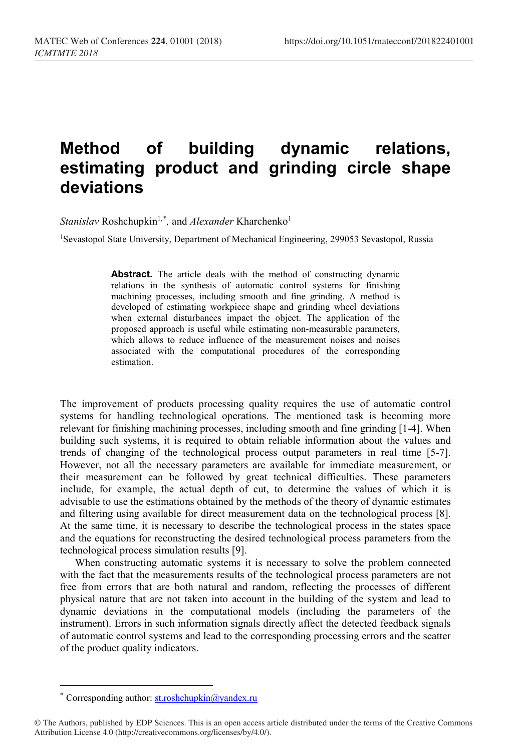# Method of building dynamic relations, estimating product and grinding circle shape deviations

*Stanislav* Roshchupkin[1,*], and *Alexander* Kharchenko[1]

[1]Sevastopol State University, Department of Mechanical Engineering, 299053 Sevastopol, Russia

**Abstract.** The article deals with the method of constructing dynamic relations in the synthesis of automatic control systems for finishing machining processes, including smooth and fine grinding. A method is developed of estimating workpiece shape and grinding wheel deviations when external disturbances impact the object. The application of the proposed approach is useful while estimating non-measurable parameters, which allows to reduce influence of the measurement noises and noises associated with the computational procedures of the corresponding estimation.

The improvement of products processing quality requires the use of automatic control systems for handling technological operations. The mentioned task is becoming more relevant for finishing machining processes, including smooth and fine grinding [1-4]. When building such systems, it is required to obtain reliable information about the values and trends of changing of the technological process output parameters in real time [5-7]. However, not all the necessary parameters are available for immediate measurement, or their measurement can be followed by great technical difficulties. These parameters include, for example, the actual depth of cut, to determine the values of which it is advisable to use the estimations obtained by the methods of the theory of dynamic estimates and filtering using available for direct measurement data on the technological process [8]. At the same time, it is necessary to describe the technological process in the states space and the equations for reconstructing the desired technological process parameters from the technological process simulation results [9].

When constructing automatic systems it is necessary to solve the problem connected with the fact that the measurements results of the technological process parameters are not free from errors that are both natural and random, reflecting the processes of different physical nature that are not taken into account in the building of the system and lead to dynamic deviations in the computational models (including the parameters of the instrument). Errors in such information signals directly affect the detected feedback signals of automatic control systems and lead to the corresponding processing errors and the scatter of the product quality indicators.

[*] Corresponding author: st.roshchupkin@yandex.ru

© The Authors, published by EDP Sciences. This is an open access article distributed under the terms of the Creative Commons Attribution License 4.0 (http://creativecommons.org/licenses/by/4.0/).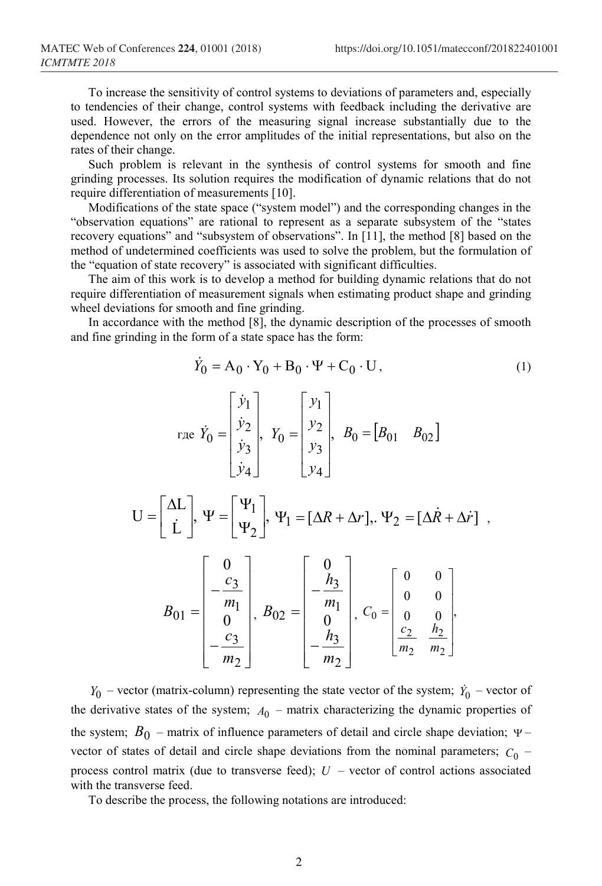To increase the sensitivity of control systems to deviations of parameters and, especially to tendencies of their change, control systems with feedback including the derivative are used. However, the errors of the measuring signal increase substantially due to the dependence not only on the error amplitudes of the initial representations, but also on the rates of their change.

Such problem is relevant in the synthesis of control systems for smooth and fine grinding processes. Its solution requires the modification of dynamic relations that do not require differentiation of measurements [10].

Modifications of the state space ("system model") and the corresponding changes in the "observation equations" are rational to represent as a separate subsystem of the "states recovery equations" and "subsystem of observations". In [11], the method [8] based on the method of undetermined coefficients was used to solve the problem, but the formulation of the "equation of state recovery" is associated with significant difficulties.

The aim of this work is to develop a method for building dynamic relations that do not require differentiation of measurement signals when estimating product shape and grinding wheel deviations for smooth and fine grinding.

In accordance with the method [8], the dynamic description of the processes of smooth and fine grinding in the form of a state space has the form:

$$\dot{Y}_0 = \mathrm{A}_0 \cdot \mathrm{Y}_0 + \mathrm{B}_0 \cdot \Psi + \mathrm{C}_0 \cdot \mathrm{U}, \tag{1}$$

где $\dot{Y}_0 = \begin{bmatrix} \dot{y}_1 \\ \dot{y}_2 \\ \dot{y}_3 \\ \dot{y}_4 \end{bmatrix}$, $Y_0 = \begin{bmatrix} y_1 \\ y_2 \\ y_3 \\ y_4 \end{bmatrix}$, $B_0 = \begin{bmatrix} B_{01} & B_{02} \end{bmatrix}$

$$\mathrm{U} = \begin{bmatrix} \Delta \mathrm{L} \\ \dot{\mathrm{L}} \end{bmatrix}, \ \Psi = \begin{bmatrix} \Psi_1 \\ \Psi_2 \end{bmatrix}, \ \Psi_1 = [\Delta R + \Delta r],. \ \Psi_2 = [\Delta \dot{R} + \Delta \dot{r}] \ ,$$

$$B_{01} = \begin{bmatrix} 0 \\ -\dfrac{c_3}{m_1} \\ 0 \\ -\dfrac{c_3}{m_2} \end{bmatrix}, \ B_{02} = \begin{bmatrix} 0 \\ -\dfrac{h_3}{m_1} \\ 0 \\ -\dfrac{h_3}{m_2} \end{bmatrix}, \ C_0 = \begin{bmatrix} 0 & 0 \\ 0 & 0 \\ 0 & 0 \\ \dfrac{c_2}{m_2} & \dfrac{h_2}{m_2} \end{bmatrix},$$

$Y_0$ – vector (matrix-column) representing the state vector of the system; $\dot{Y}_0$ – vector of the derivative states of the system; $A_0$ – matrix characterizing the dynamic properties of the system; $B_0$ – matrix of influence parameters of detail and circle shape deviation; $\Psi$ – vector of states of detail and circle shape deviations from the nominal parameters; $C_0$ – process control matrix (due to transverse feed); $U$ – vector of control actions associated with the transverse feed.

To describe the process, the following notations are introduced: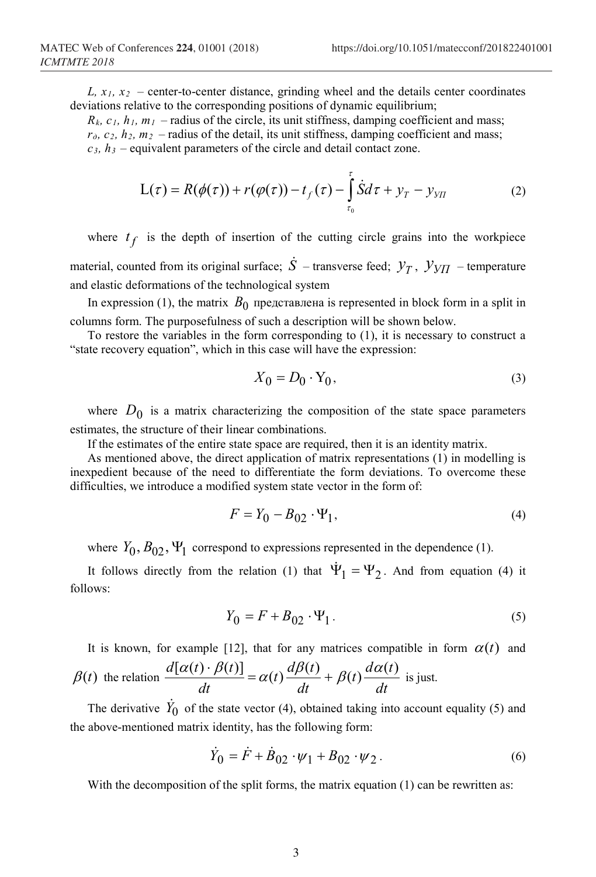$L$, $x_1$, $x_2$ – center-to-center distance, grinding wheel and the details center coordinates deviations relative to the corresponding positions of dynamic equilibrium;

$R_k$, $c_1$, $h_1$, $m_1$ – radius of the circle, its unit stiffness, damping coefficient and mass;

$r_д$, $c_2$, $h_2$, $m_2$ – radius of the detail, its unit stiffness, damping coefficient and mass;

$c_3$, $h_3$ – equivalent parameters of the circle and detail contact zone.

$$\mathrm{L}(\tau) = R(\phi(\tau)) + r(\varphi(\tau)) - t_f(\tau) - \int_{\tau_0}^{\tau} \dot{S} d\tau + y_T - y_{УП} \tag{2}$$

where $t_f$ is the depth of insertion of the cutting circle grains into the workpiece material, counted from its original surface; $\dot{S}$ – transverse feed; $y_T$, $y_{УП}$ – temperature and elastic deformations of the technological system

In expression (1), the matrix $B_0$ представлена is represented in block form in a split in columns form. The purposefulness of such a description will be shown below.

To restore the variables in the form corresponding to (1), it is necessary to construct a "state recovery equation", which in this case will have the expression:

$$X_0 = D_0 \cdot \mathrm{Y}_0, \tag{3}$$

where $D_0$ is a matrix characterizing the composition of the state space parameters estimates, the structure of their linear combinations.

If the estimates of the entire state space are required, then it is an identity matrix.

As mentioned above, the direct application of matrix representations (1) in modelling is inexpedient because of the need to differentiate the form deviations. To overcome these difficulties, we introduce a modified system state vector in the form of:

$$F = Y_0 - B_{02} \cdot \Psi_1, \tag{4}$$

where $Y_0, B_{02}, \Psi_1$ correspond to expressions represented in the dependence (1).

It follows directly from the relation (1) that $\dot{\Psi}_1 = \Psi_2$. And from equation (4) it follows:

$$Y_0 = F + B_{02} \cdot \Psi_1. \tag{5}$$

It is known, for example [12], that for any matrices compatible in form $\alpha(t)$ and $\beta(t)$ the relation $\frac{d[\alpha(t) \cdot \beta(t)]}{dt} = \alpha(t)\frac{d\beta(t)}{dt} + \beta(t)\frac{d\alpha(t)}{dt}$ is just.

The derivative $\dot{Y}_0$ of the state vector (4), obtained taking into account equality (5) and the above-mentioned matrix identity, has the following form:

$$\dot{Y}_0 = \dot{F} + \dot{B}_{02} \cdot \psi_1 + B_{02} \cdot \psi_2. \tag{6}$$

With the decomposition of the split forms, the matrix equation (1) can be rewritten as: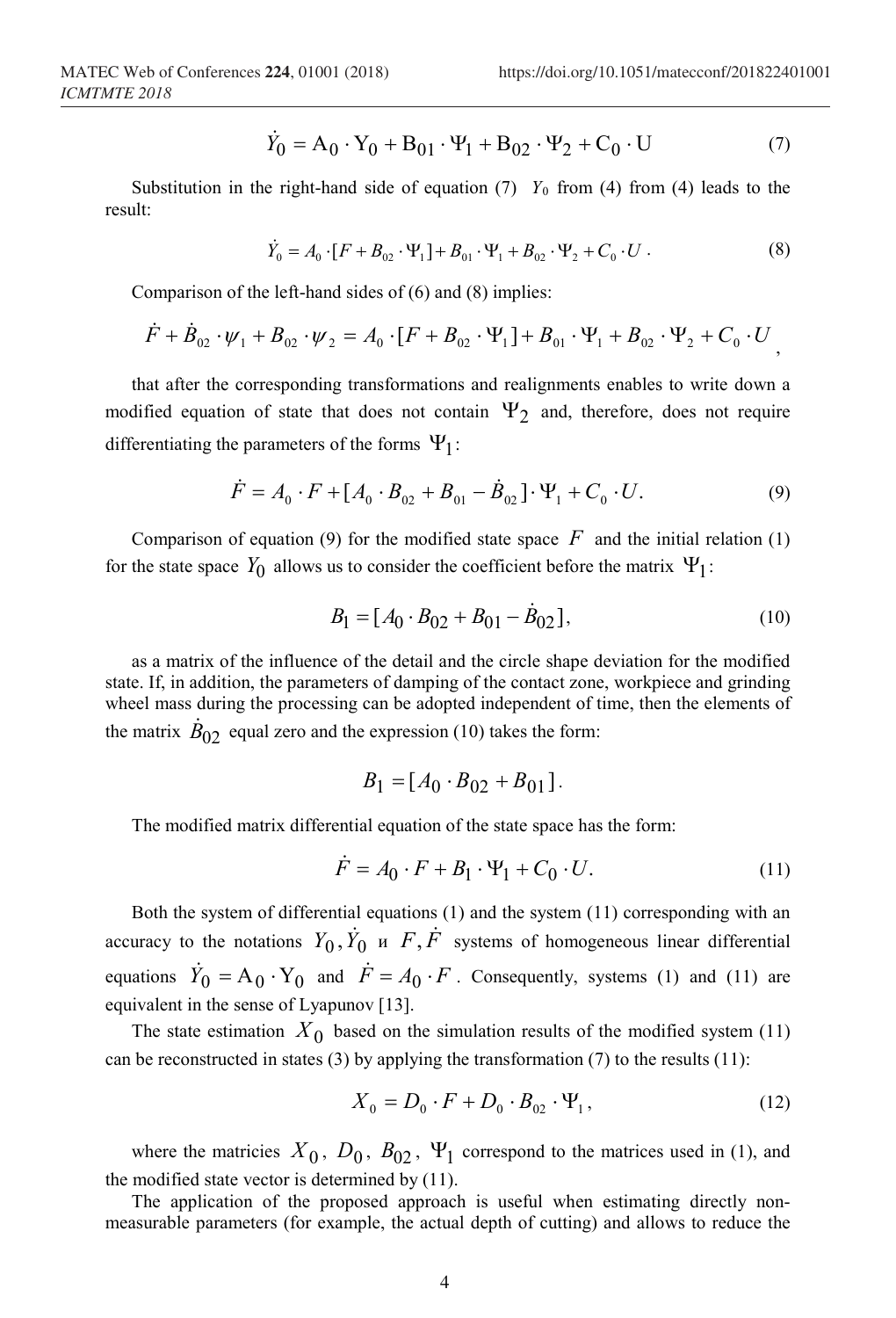$$\dot{Y}_0 = A_0 \cdot Y_0 + B_{01} \cdot \Psi_1 + B_{02} \cdot \Psi_2 + C_0 \cdot U \tag{7}$$

Substitution in the right-hand side of equation (7) $Y_0$ from (4) from (4) leads to the result:

$$\dot{Y}_0 = A_0 \cdot [F + B_{02} \cdot \Psi_1] + B_{01} \cdot \Psi_1 + B_{02} \cdot \Psi_2 + C_0 \cdot U \,. \tag{8}$$

Comparison of the left-hand sides of (6) and (8) implies:

$$\dot{F} + \dot{B}_{02} \cdot \psi_1 + B_{02} \cdot \psi_2 = A_0 \cdot [F + B_{02} \cdot \Psi_1] + B_{01} \cdot \Psi_1 + B_{02} \cdot \Psi_2 + C_0 \cdot U \,,$$

that after the corresponding transformations and realignments enables to write down a modified equation of state that does not contain $\Psi_2$ and, therefore, does not require differentiating the parameters of the forms $\Psi_1$:

$$\dot{F} = A_0 \cdot F + [A_0 \cdot B_{02} + B_{01} - \dot{B}_{02}] \cdot \Psi_1 + C_0 \cdot U. \tag{9}$$

Comparison of equation (9) for the modified state space $F$ and the initial relation (1) for the state space $Y_0$ allows us to consider the coefficient before the matrix $\Psi_1$:

$$B_1 = [A_0 \cdot B_{02} + B_{01} - \dot{B}_{02}], \tag{10}$$

as a matrix of the influence of the detail and the circle shape deviation for the modified state. If, in addition, the parameters of damping of the contact zone, workpiece and grinding wheel mass during the processing can be adopted independent of time, then the elements of the matrix $\dot{B}_{02}$ equal zero and the expression (10) takes the form:

$$B_1 = [A_0 \cdot B_{02} + B_{01}].$$

The modified matrix differential equation of the state space has the form:

$$\dot{F} = A_0 \cdot F + B_1 \cdot \Psi_1 + C_0 \cdot U. \tag{11}$$

Both the system of differential equations (1) and the system (11) corresponding with an accuracy to the notations $Y_0, \dot{Y}_0$ и $F, \dot{F}$ systems of homogeneous linear differential equations $\dot{Y}_0 = A_0 \cdot Y_0$ and $\dot{F} = A_0 \cdot F$. Consequently, systems (1) and (11) are equivalent in the sense of Lyapunov [13].

The state estimation $X_0$ based on the simulation results of the modified system (11) can be reconstructed in states (3) by applying the transformation (7) to the results (11):

$$X_0 = D_0 \cdot F + D_0 \cdot B_{02} \cdot \Psi_1, \tag{12}$$

where the matricies $X_0$, $D_0$, $B_{02}$, $\Psi_1$ correspond to the matrices used in (1), and the modified state vector is determined by (11).

The application of the proposed approach is useful when estimating directly non-measurable parameters (for example, the actual depth of cutting) and allows to reduce the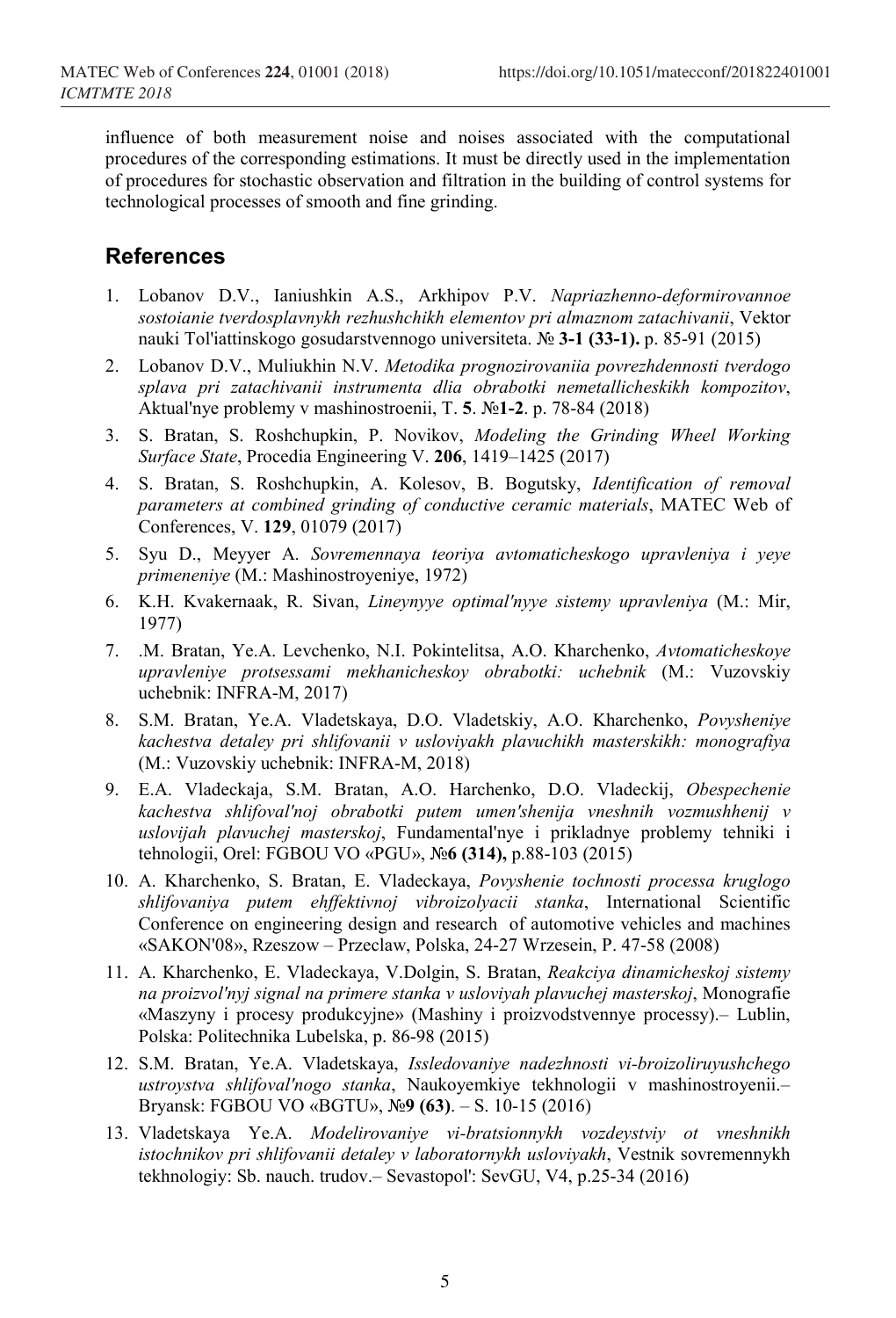influence of both measurement noise and noises associated with the computational procedures of the corresponding estimations. It must be directly used in the implementation of procedures for stochastic observation and filtration in the building of control systems for technological processes of smooth and fine grinding.

## References

1. Lobanov D.V., Ianiushkin A.S., Arkhipov P.V. *Napriazhenno-deformirovannoe sostoianie tverdosplavnykh rezhushchikh elementov pri almaznom zatachivanii*, Vektor nauki Tol'iattinskogo gosudarstvennogo universiteta. № **3-1 (33-1).** p. 85-91 (2015)
2. Lobanov D.V., Muliukhin N.V. *Metodika prognozirovaniia povrezhdennosti tverdogo splava pri zatachivanii instrumenta dlia obrabotki nemetallicheskikh kompozitov*, Aktual'nye problemy v mashinostroenii, T. **5**. №**1-2**. p. 78-84 (2018)
3. S. Bratan, S. Roshchupkin, P. Novikov, *Modeling the Grinding Wheel Working Surface State*, Procedia Engineering V. **206**, 1419–1425 (2017)
4. S. Bratan, S. Roshchupkin, A. Kolesov, B. Bogutsky, *Identification of removal parameters at combined grinding of conductive ceramic materials*, MATEC Web of Conferences, V. **129**, 01079 (2017)
5. Syu D., Meyyer A. *Sovremennaya teoriya avtomaticheskogo upravleniya i yeye primeneniye* (M.: Mashinostroyeniye, 1972)
6. K.H. Kvakernaak, R. Sivan, *Lineynyye optimal'nyye sistemy upravleniya* (M.: Mir, 1977)
7. .M. Bratan, Ye.A. Levchenko, N.I. Pokintelitsa, A.O. Kharchenko, *Avtomaticheskoye upravleniye protsessami mekhanicheskoy obrabotki: uchebnik* (M.: Vuzovskiy uchebnik: INFRA-M, 2017)
8. S.M. Bratan, Ye.A. Vladetskaya, D.O. Vladetskiy, A.O. Kharchenko, *Povysheniye kachestva detaley pri shlifovanii v usloviyakh plavuchikh masterskikh: monografiya* (M.: Vuzovskiy uchebnik: INFRA-M, 2018)
9. E.A. Vladeckaja, S.M. Bratan, A.O. Harchenko, D.O. Vladeckij, *Obespechenie kachestva shlifoval'noj obrabotki putem umen'shenija vneshnih vozmushhenij v uslovijah plavuchej masterskoj*, Fundamental'nye i prikladnye problemy tehniki i tehnologii, Orel: FGBOU VO «PGU», №**6 (314),** p.88-103 (2015)
10. A. Kharchenko, S. Bratan, E. Vladeckaya, *Povyshenie tochnosti processa kruglogo shlifovaniya putem ehffektivnoj vibroizolyacii stanka*, International Scientific Conference on engineering design and research of automotive vehicles and machines «SAKON'08», Rzeszow – Przeclaw, Polska, 24-27 Wrzesein, P. 47-58 (2008)
11. A. Kharchenko, E. Vladeckaya, V.Dolgin, S. Bratan, *Reakciya dinamicheskoj sistemy na proizvol'nyj signal na primere stanka v usloviyah plavuchej masterskoj*, Monografie «Maszyny i procesy produkcyjne» (Mashiny i proizvodstvennye processy).– Lublin, Polska: Politechnika Lubelska, p. 86-98 (2015)
12. S.M. Bratan, Ye.A. Vladetskaya, *Issledovaniye nadezhnosti vi-broizoliruyushchego ustroystva shlifoval'nogo stanka*, Naukoyemkiye tekhnologii v mashinostroyenii.– Bryansk: FGBOU VO «BGTU», №**9 (63)**. – S. 10-15 (2016)
13. Vladetskaya Ye.A. *Modelirovaniye vi-bratsionnykh vozdeystviy ot vneshnikh istochnikov pri shlifovanii detaley v laboratornykh usloviyakh*, Vestnik sovremennykh tekhnologiy: Sb. nauch. trudov.– Sevastopol': SevGU, V4, p.25-34 (2016)